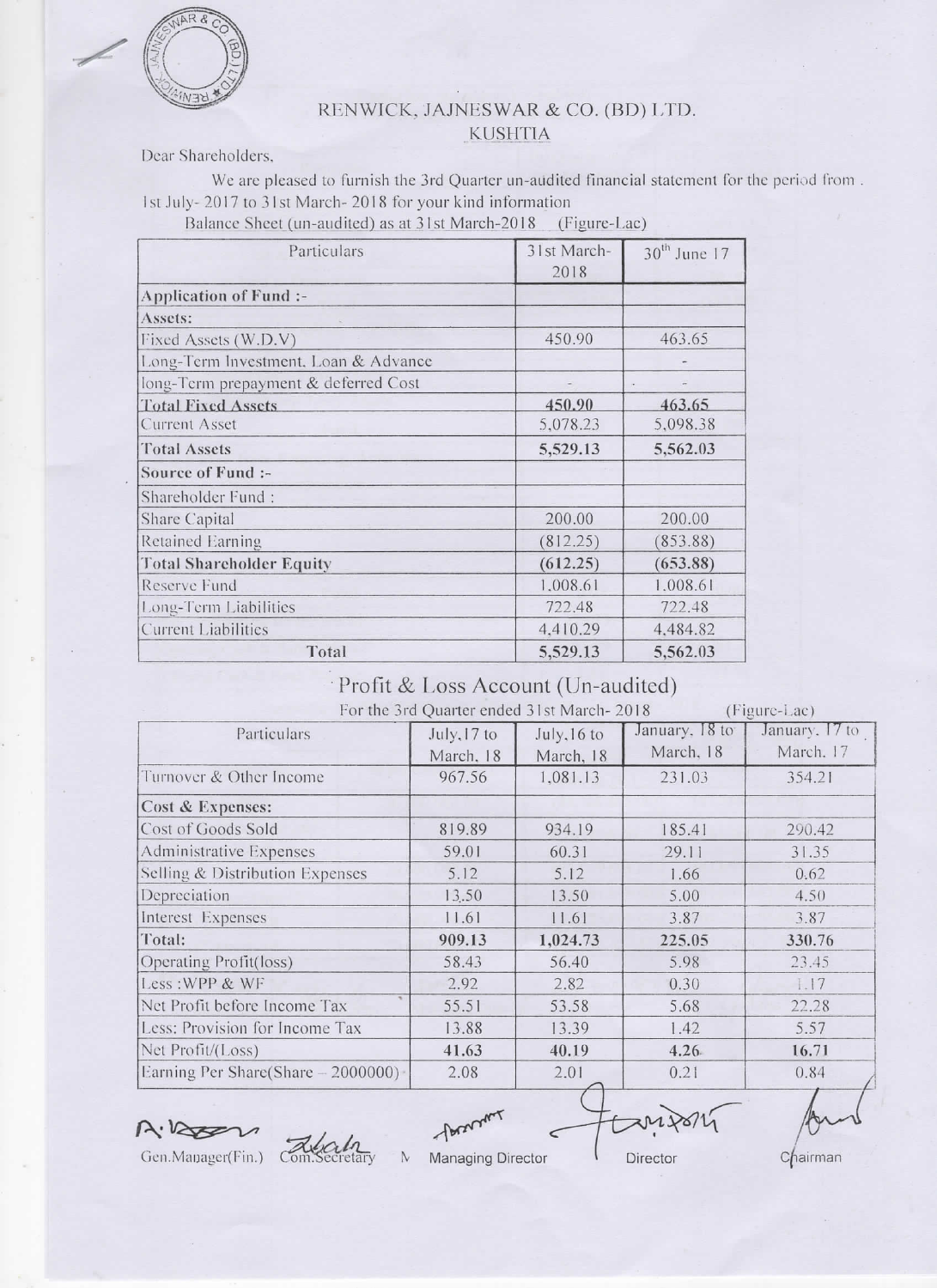# RENWICK, JAJNESWAR & CO. (BD) LTD.

## KUSHTIA

Dear Shareholders,

We are pleased to furnish the 3rd Quarter un-audited financial statement for the period from 1st July- 2017 to 31st March- 2018 for your kind information

Balance Sheet (un-audited) as at 31st March-2018 (Figure-Lac)

| Particulars | 31st March-2018 | 30th June 17 |
|---|---|---|
| **Application of Fund :-** | | |
| **Assets:** | | |
| Fixed Assets (W.D.V) | 450.90 | 463.65 |
| Long-Term Investment, Loan & Advance | | - |
| long-Term prepayment & deferred Cost | - | - |
| **Total Fixed Assets** | **450.90** | **463.65** |
| Current Asset | 5,078.23 | 5,098.38 |
| **Total Assets** | **5,529.13** | **5,562.03** |
| **Source of Fund :-** | | |
| Shareholder Fund : | | |
| Share Capital | 200.00 | 200.00 |
| Retained Earning | (812.25) | (853.88) |
| **Total Shareholder Equity** | **(612.25)** | **(653.88)** |
| Reserve Fund | 1,008.61 | 1,008.61 |
| Long-Term Liabilities | 722.48 | 722.48 |
| Current Liabilities | 4,410.29 | 4,484.82 |
| **Total** | **5,529.13** | **5,562.03** |

## Profit & Loss Account (Un-audited)

For the 3rd Quarter ended 31st March- 2018 (Figure-Lac)

| Particulars | July,17 to March, 18 | July,16 to March, 18 | January, 18 to March, 18 | January, 17 to March, 17 |
|---|---|---|---|---|
| Turnover & Other Income | 967.56 | 1,081.13 | 231.03 | 354.21 |
| **Cost & Expenses:** | | | | |
| Cost of Goods Sold | 819.89 | 934.19 | 185.41 | 290.42 |
| Administrative Expenses | 59.01 | 60.31 | 29.11 | 31.35 |
| Selling & Distribution Expenses | 5.12 | 5.12 | 1.66 | 0.62 |
| Depreciation | 13.50 | 13.50 | 5.00 | 4.50 |
| Interest Expenses | 11.61 | 11.61 | 3.87 | 3.87 |
| **Total:** | **909.13** | **1,024.73** | **225.05** | **330.76** |
| Operating Profit(loss) | 58.43 | 56.40 | 5.98 | 23.45 |
| Less :WPP & WF | 2.92 | 2.82 | 0.30 | 1.17 |
| Net Profit before Income Tax | 55.51 | 53.58 | 5.68 | 22.28 |
| Less: Provision for Income Tax | 13.88 | 13.39 | 1.42 | 5.57 |
| Net Profit/(Loss) | **41.63** | **40.19** | **4.26** | **16.71** |
| Earning Per Share(Share – 2000000) | 2.08 | 2.01 | 0.21 | 0.84 |

Gen.Manager(Fin.) Com.Secretary Managing Director Director Chairman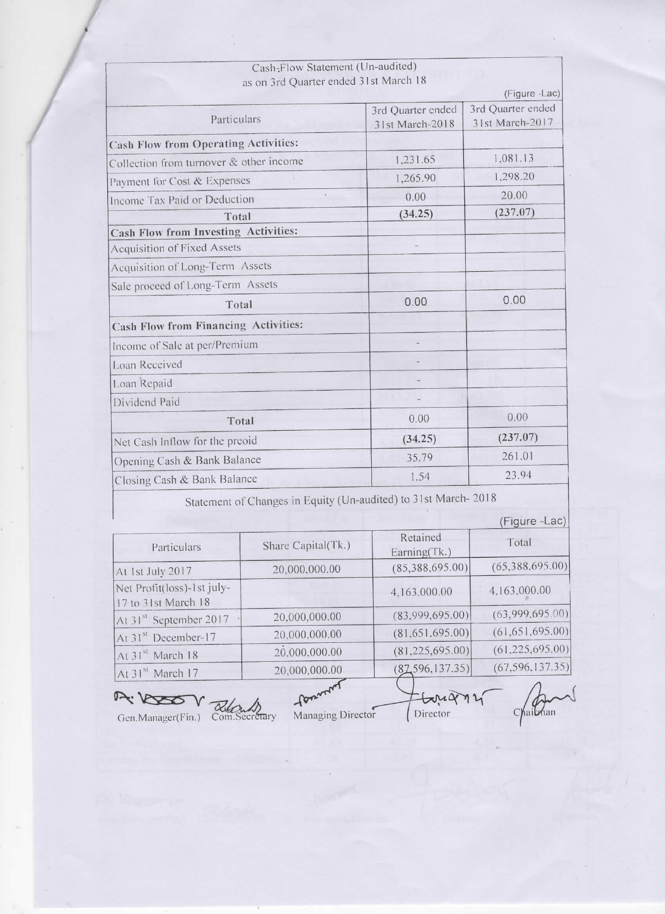Cash-Flow Statement (Un-audited)
as on 3rd Quarter ended 31st March 18

(Figure -Lac)

| Particulars | 3rd Quarter ended 31st March-2018 | 3rd Quarter ended 31st March-2017 |
|---|---|---|
| **Cash Flow from Operating Activities:** | | |
| Collection from turnover & other income | 1,231.65 | 1,081.13 |
| Payment for Cost & Expenses | 1,265.90 | 1,298.20 |
| Income Tax Paid or Deduction | 0.00 | 20.00 |
| Total | (34.25) | (237.07) |
| **Cash Flow from Investing Activities:** | | |
| Acquisition of Fixed Assets | - | |
| Acquisition of Long-Term Assets | | |
| Sale proceed of Long-Term Assets | | |
| Total | 0.00 | 0.00 |
| **Cash Flow from Financing Activities:** | | |
| Income of Sale at per/Premium | - | |
| Loan Received | - | |
| Loan Repaid | - | |
| Dividend Paid | - | |
| Total | 0.00 | 0.00 |
| Net Cash Inflow for the preoid | (34.25) | (237.07) |
| Opening Cash & Bank Balance | 35.79 | 261.01 |
| Closing Cash & Bank Balance | 1.54 | 23.94 |

Statement of Changes in Equity (Un-audited) to 31st March- 2018

(Figure -Lac)

| Particulars | Share Capital(Tk.) | Retained Earning(Tk.) | Total |
|---|---|---|---|
| At 1st July 2017 | 20,000,000.00 | (85,388,695.00) | (65,388,695.00) |
| Net Profit(loss)-1st july-17 to 31st March 18 | | 4,163,000.00 | 4,163,000.00 |
| At 31st September 2017 | 20,000,000.00 | (83,999,695.00) | (63,999,695.00) |
| At 31st December-17 | 20,000,000.00 | (81,651,695.00) | (61,651,695.00) |
| At 31st March 18 | 20,000,000.00 | (81,225,695.00) | (61,225,695.00) |
| At 31st March 17 | 20,000,000.00 | (87,596,137.35) | (67,596,137.35) |

Gen.Manager(Fin.) Com.Secretary Managing Director Director Chairman